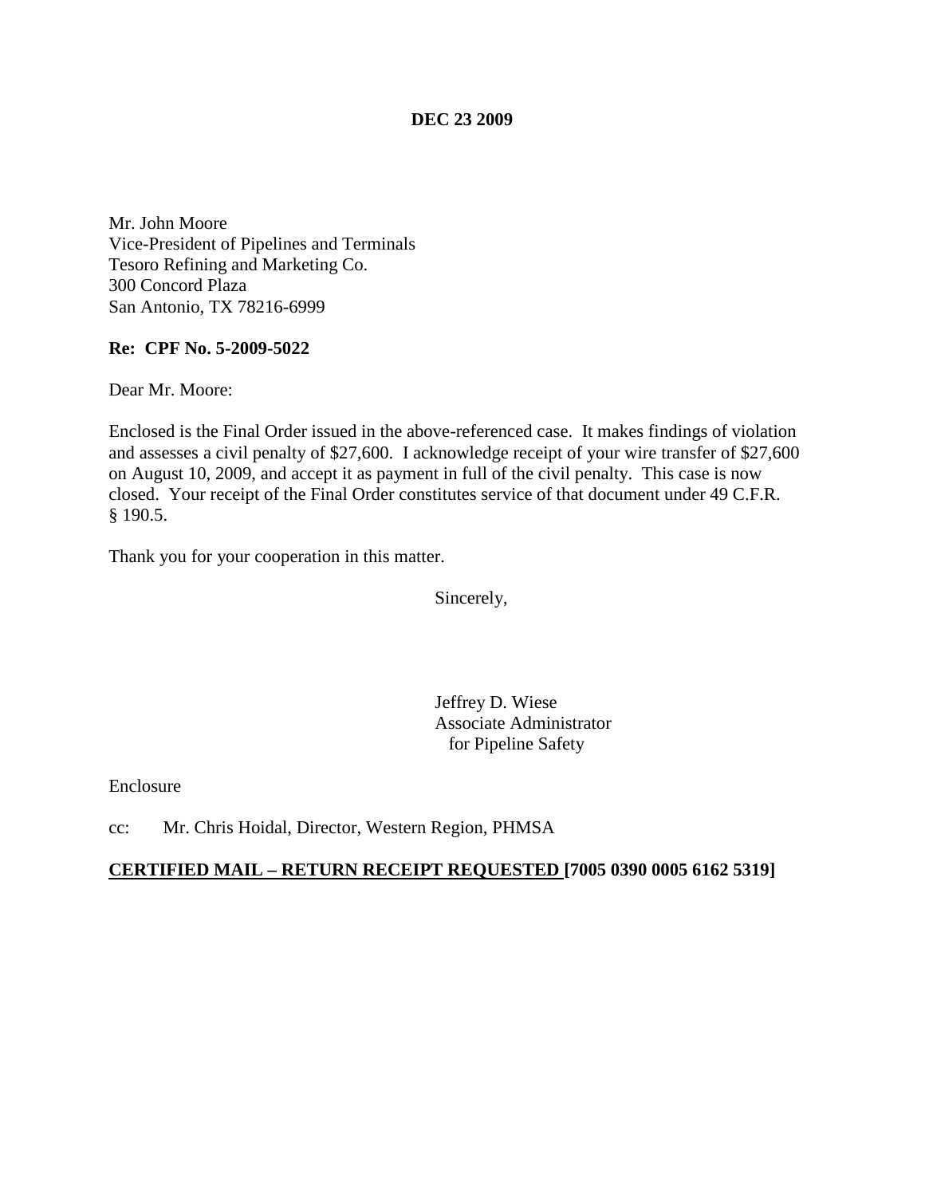**DEC 23 2009**

Mr. John Moore
Vice-President of Pipelines and Terminals
Tesoro Refining and Marketing Co.
300 Concord Plaza
San Antonio, TX 78216-6999

**Re: CPF No. 5-2009-5022**

Dear Mr. Moore:

Enclosed is the Final Order issued in the above-referenced case. It makes findings of violation and assesses a civil penalty of $27,600. I acknowledge receipt of your wire transfer of $27,600 on August 10, 2009, and accept it as payment in full of the civil penalty. This case is now closed. Your receipt of the Final Order constitutes service of that document under 49 C.F.R. § 190.5.

Thank you for your cooperation in this matter.

Sincerely,

Jeffrey D. Wiese
Associate Administrator
for Pipeline Safety

Enclosure

cc: Mr. Chris Hoidal, Director, Western Region, PHMSA

**CERTIFIED MAIL – RETURN RECEIPT REQUESTED [7005 0390 0005 6162 5319]**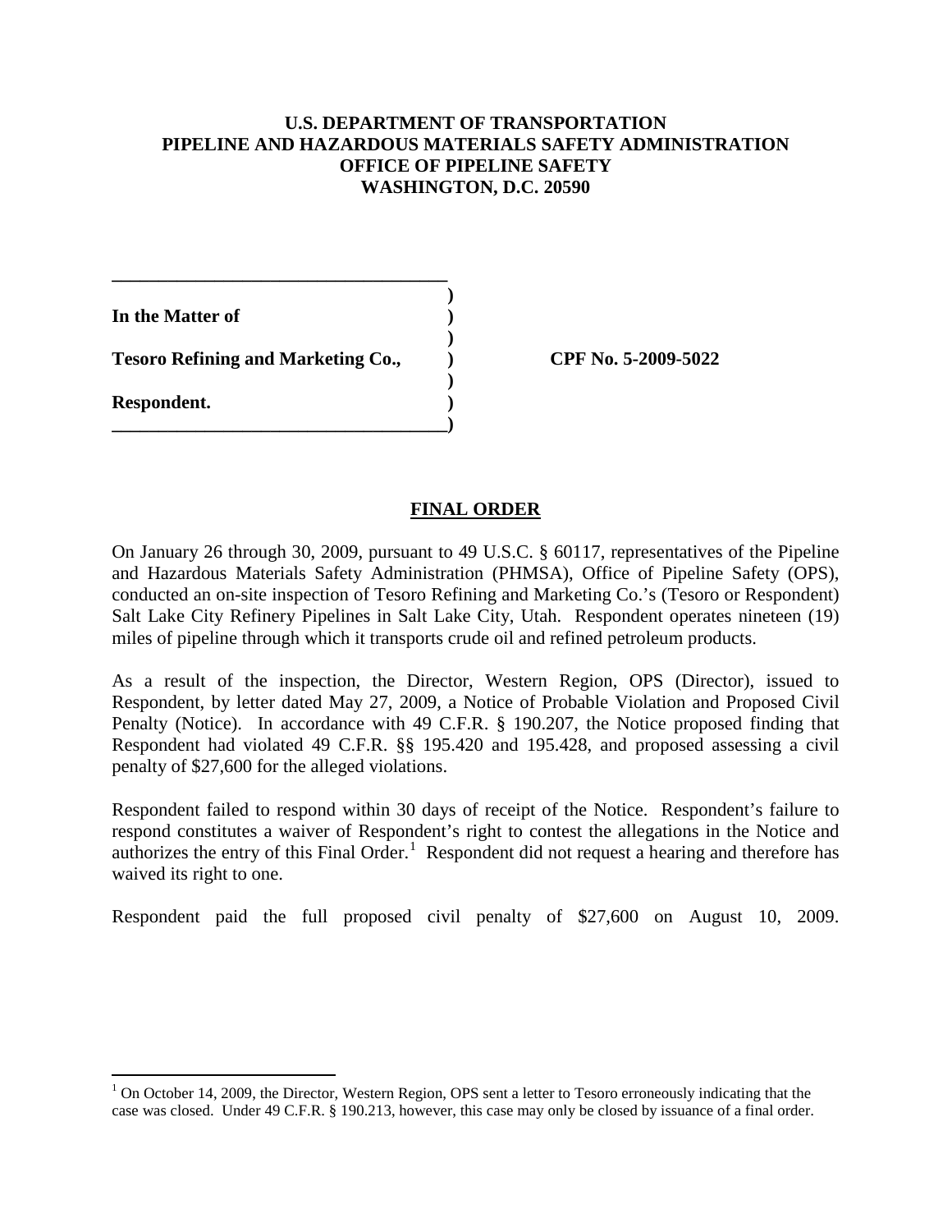**U.S. DEPARTMENT OF TRANSPORTATION**
**PIPELINE AND HAZARDOUS MATERIALS SAFETY ADMINISTRATION**
**OFFICE OF PIPELINE SAFETY**
**WASHINGTON, D.C. 20590**

| | | |
|---|---|---|
| **In the Matter of** | ) | |
| **Tesoro Refining and Marketing Co.,** | ) | **CPF No. 5-2009-5022** |
| **Respondent.** | ) | |

## FINAL ORDER

On January 26 through 30, 2009, pursuant to 49 U.S.C. § 60117, representatives of the Pipeline and Hazardous Materials Safety Administration (PHMSA), Office of Pipeline Safety (OPS), conducted an on-site inspection of Tesoro Refining and Marketing Co.'s (Tesoro or Respondent) Salt Lake City Refinery Pipelines in Salt Lake City, Utah. Respondent operates nineteen (19) miles of pipeline through which it transports crude oil and refined petroleum products.

As a result of the inspection, the Director, Western Region, OPS (Director), issued to Respondent, by letter dated May 27, 2009, a Notice of Probable Violation and Proposed Civil Penalty (Notice). In accordance with 49 C.F.R. § 190.207, the Notice proposed finding that Respondent had violated 49 C.F.R. §§ 195.420 and 195.428, and proposed assessing a civil penalty of $27,600 for the alleged violations.

Respondent failed to respond within 30 days of receipt of the Notice. Respondent's failure to respond constitutes a waiver of Respondent's right to contest the allegations in the Notice and authorizes the entry of this Final Order.[1] Respondent did not request a hearing and therefore has waived its right to one.

Respondent paid the full proposed civil penalty of $27,600 on August 10, 2009.

[1] On October 14, 2009, the Director, Western Region, OPS sent a letter to Tesoro erroneously indicating that the case was closed. Under 49 C.F.R. § 190.213, however, this case may only be closed by issuance of a final order.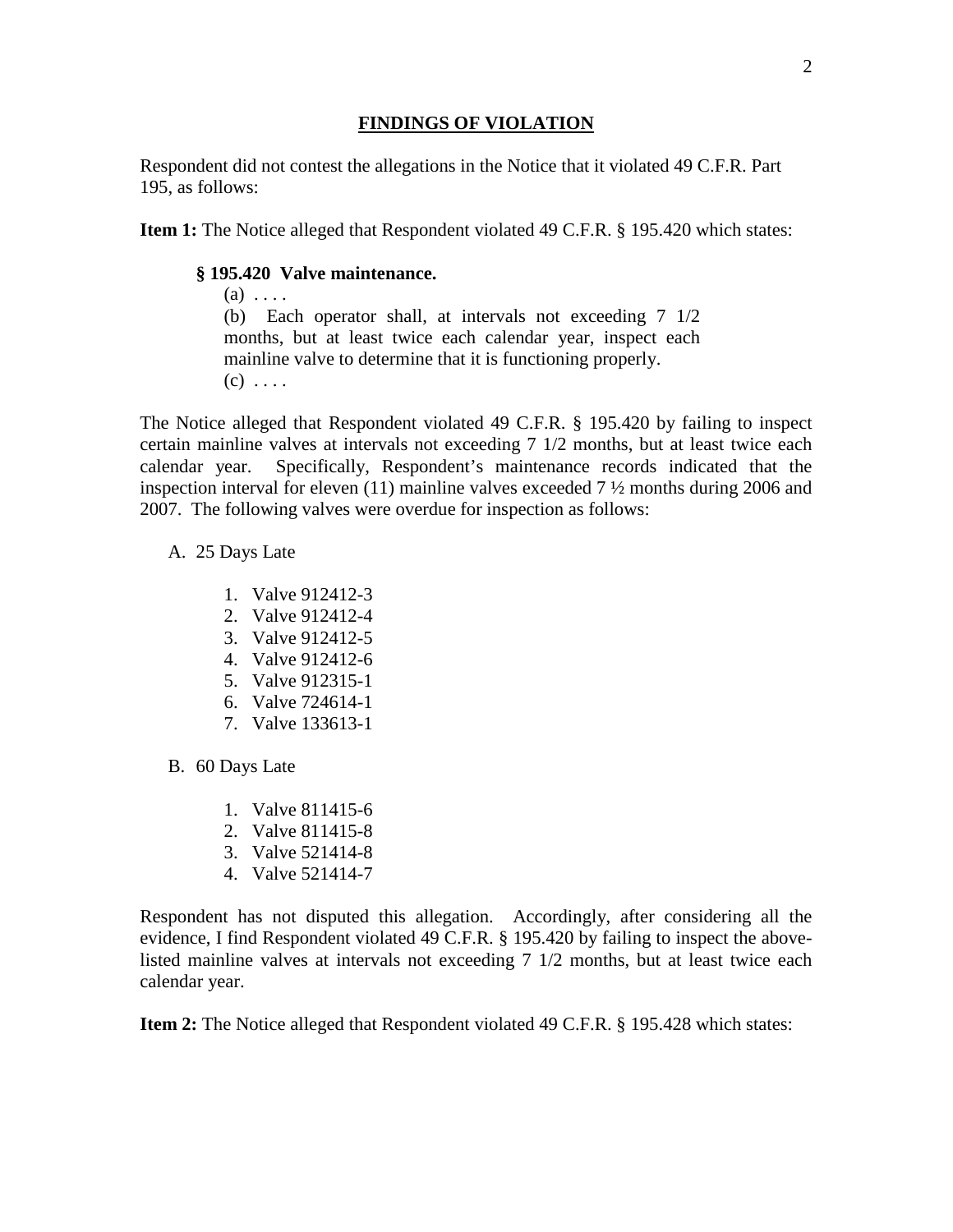## FINDINGS OF VIOLATION

Respondent did not contest the allegations in the Notice that it violated 49 C.F.R. Part 195, as follows:

**Item 1:** The Notice alleged that Respondent violated 49 C.F.R. § 195.420 which states:

> **§ 195.420 Valve maintenance.**
>
> (a) . . . .
>
> (b) Each operator shall, at intervals not exceeding 7 1/2 months, but at least twice each calendar year, inspect each mainline valve to determine that it is functioning properly.
>
> (c) . . . .

The Notice alleged that Respondent violated 49 C.F.R. § 195.420 by failing to inspect certain mainline valves at intervals not exceeding 7 1/2 months, but at least twice each calendar year. Specifically, Respondent's maintenance records indicated that the inspection interval for eleven (11) mainline valves exceeded 7 ½ months during 2006 and 2007. The following valves were overdue for inspection as follows:

A. 25 Days Late

1. Valve 912412-3
2. Valve 912412-4
3. Valve 912412-5
4. Valve 912412-6
5. Valve 912315-1
6. Valve 724614-1
7. Valve 133613-1

B. 60 Days Late

1. Valve 811415-6
2. Valve 811415-8
3. Valve 521414-8
4. Valve 521414-7

Respondent has not disputed this allegation. Accordingly, after considering all the evidence, I find Respondent violated 49 C.F.R. § 195.420 by failing to inspect the above-listed mainline valves at intervals not exceeding 7 1/2 months, but at least twice each calendar year.

**Item 2:** The Notice alleged that Respondent violated 49 C.F.R. § 195.428 which states: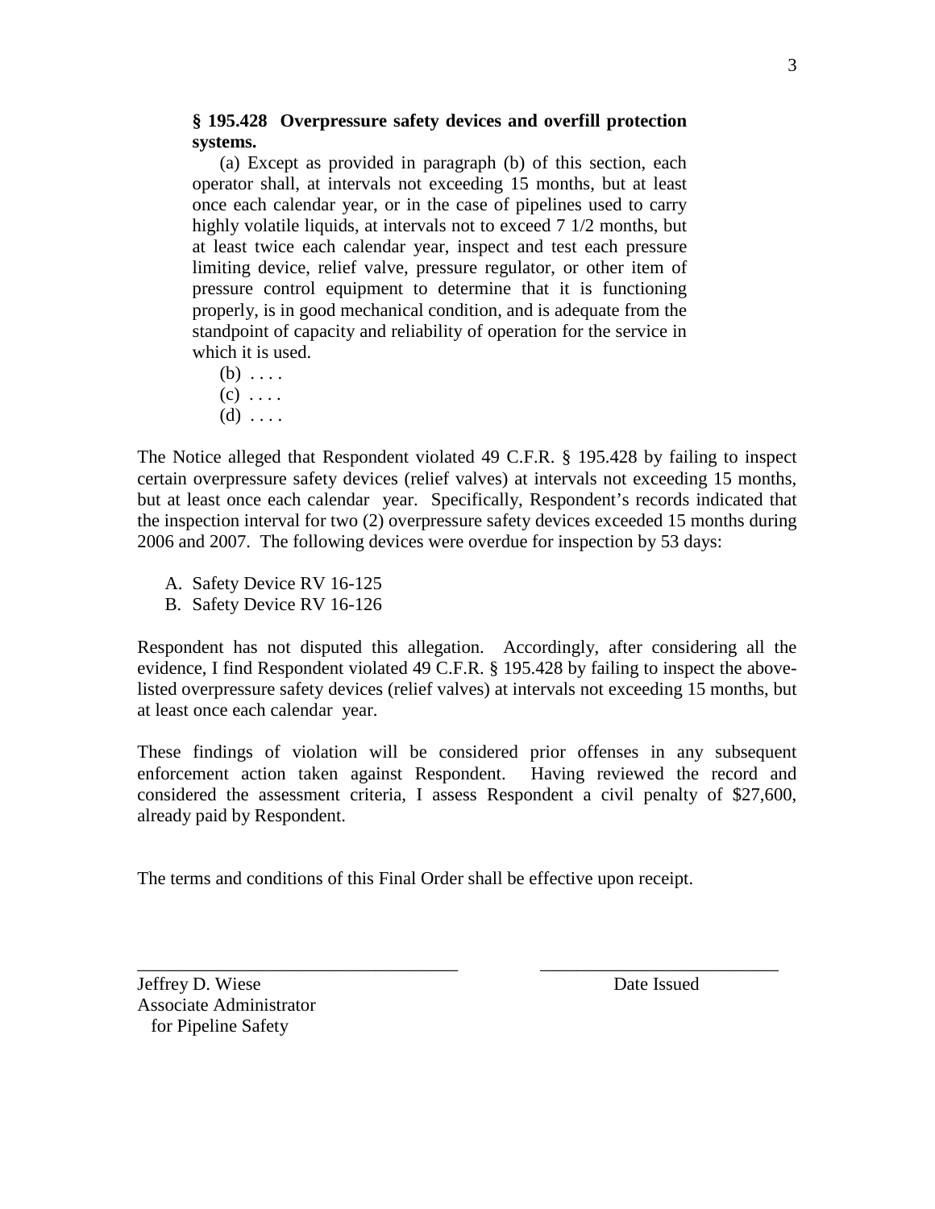**§ 195.428 Overpressure safety devices and overfill protection systems.**

(a) Except as provided in paragraph (b) of this section, each operator shall, at intervals not exceeding 15 months, but at least once each calendar year, or in the case of pipelines used to carry highly volatile liquids, at intervals not to exceed 7 1/2 months, but at least twice each calendar year, inspect and test each pressure limiting device, relief valve, pressure regulator, or other item of pressure control equipment to determine that it is functioning properly, is in good mechanical condition, and is adequate from the standpoint of capacity and reliability of operation for the service in which it is used.

(b) . . . .
(c) . . . .
(d) . . . .

The Notice alleged that Respondent violated 49 C.F.R. § 195.428 by failing to inspect certain overpressure safety devices (relief valves) at intervals not exceeding 15 months, but at least once each calendar year. Specifically, Respondent's records indicated that the inspection interval for two (2) overpressure safety devices exceeded 15 months during 2006 and 2007. The following devices were overdue for inspection by 53 days:

A. Safety Device RV 16-125
B. Safety Device RV 16-126

Respondent has not disputed this allegation. Accordingly, after considering all the evidence, I find Respondent violated 49 C.F.R. § 195.428 by failing to inspect the above-listed overpressure safety devices (relief valves) at intervals not exceeding 15 months, but at least once each calendar year.

These findings of violation will be considered prior offenses in any subsequent enforcement action taken against Respondent. Having reviewed the record and considered the assessment criteria, I assess Respondent a civil penalty of $27,600, already paid by Respondent.

The terms and conditions of this Final Order shall be effective upon receipt.

\_\_\_\_\_\_\_\_\_\_\_\_\_\_\_\_\_\_\_\_\_\_\_\_\_\_\_\_\_\_\_\_\_\_ \_\_\_\_\_\_\_\_\_\_\_\_\_\_\_\_\_\_\_\_\_\_\_\_\_\_

Jeffrey D. Wiese
Associate Administrator
for Pipeline Safety

Date Issued